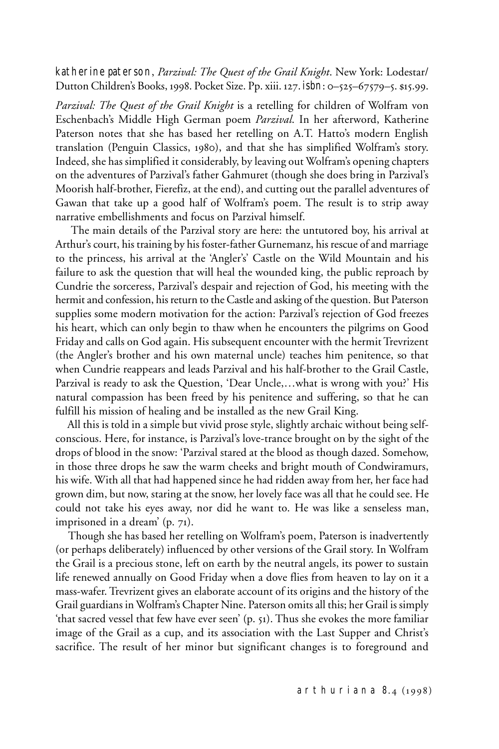katherine paterson, *Parzival: The Quest of the Grail Knight*. New York: Lodestar/Dutton Children's Books, 1998. Pocket Size. Pp. xiii. 127. isbn: 0–525–67579–5. $15.99.

*Parzival: The Quest of the Grail Knight* is a retelling for children of Wolfram von Eschenbach's Middle High German poem *Parzival.* In her afterword, Katherine Paterson notes that she has based her retelling on A.T. Hatto's modern English translation (Penguin Classics, 1980), and that she has simplified Wolfram's story. Indeed, she has simplified it considerably, by leaving out Wolfram's opening chapters on the adventures of Parzival's father Gahmuret (though she does bring in Parzival's Moorish half-brother, Fierefiz, at the end), and cutting out the parallel adventures of Gawan that take up a good half of Wolfram's poem. The result is to strip away narrative embellishments and focus on Parzival himself.

The main details of the Parzival story are here: the untutored boy, his arrival at Arthur's court, his training by his foster-father Gurnemanz, his rescue of and marriage to the princess, his arrival at the 'Angler's' Castle on the Wild Mountain and his failure to ask the question that will heal the wounded king, the public reproach by Cundrie the sorceress, Parzival's despair and rejection of God, his meeting with the hermit and confession, his return to the Castle and asking of the question. But Paterson supplies some modern motivation for the action: Parzival's rejection of God freezes his heart, which can only begin to thaw when he encounters the pilgrims on Good Friday and calls on God again. His subsequent encounter with the hermit Trevrizent (the Angler's brother and his own maternal uncle) teaches him penitence, so that when Cundrie reappears and leads Parzival and his half-brother to the Grail Castle, Parzival is ready to ask the Question, 'Dear Uncle,…what is wrong with you?' His natural compassion has been freed by his penitence and suffering, so that he can fulfill his mission of healing and be installed as the new Grail King.

All this is told in a simple but vivid prose style, slightly archaic without being self-conscious. Here, for instance, is Parzival's love-trance brought on by the sight of the drops of blood in the snow: 'Parzival stared at the blood as though dazed. Somehow, in those three drops he saw the warm cheeks and bright mouth of Condwiramurs, his wife. With all that had happened since he had ridden away from her, her face had grown dim, but now, staring at the snow, her lovely face was all that he could see. He could not take his eyes away, nor did he want to. He was like a senseless man, imprisoned in a dream' (p. 71).

Though she has based her retelling on Wolfram's poem, Paterson is inadvertently (or perhaps deliberately) influenced by other versions of the Grail story. In Wolfram the Grail is a precious stone, left on earth by the neutral angels, its power to sustain life renewed annually on Good Friday when a dove flies from heaven to lay on it a mass-wafer. Trevrizent gives an elaborate account of its origins and the history of the Grail guardians in Wolfram's Chapter Nine. Paterson omits all this; her Grail is simply 'that sacred vessel that few have ever seen' (p. 51). Thus she evokes the more familiar image of the Grail as a cup, and its association with the Last Supper and Christ's sacrifice. The result of her minor but significant changes is to foreground and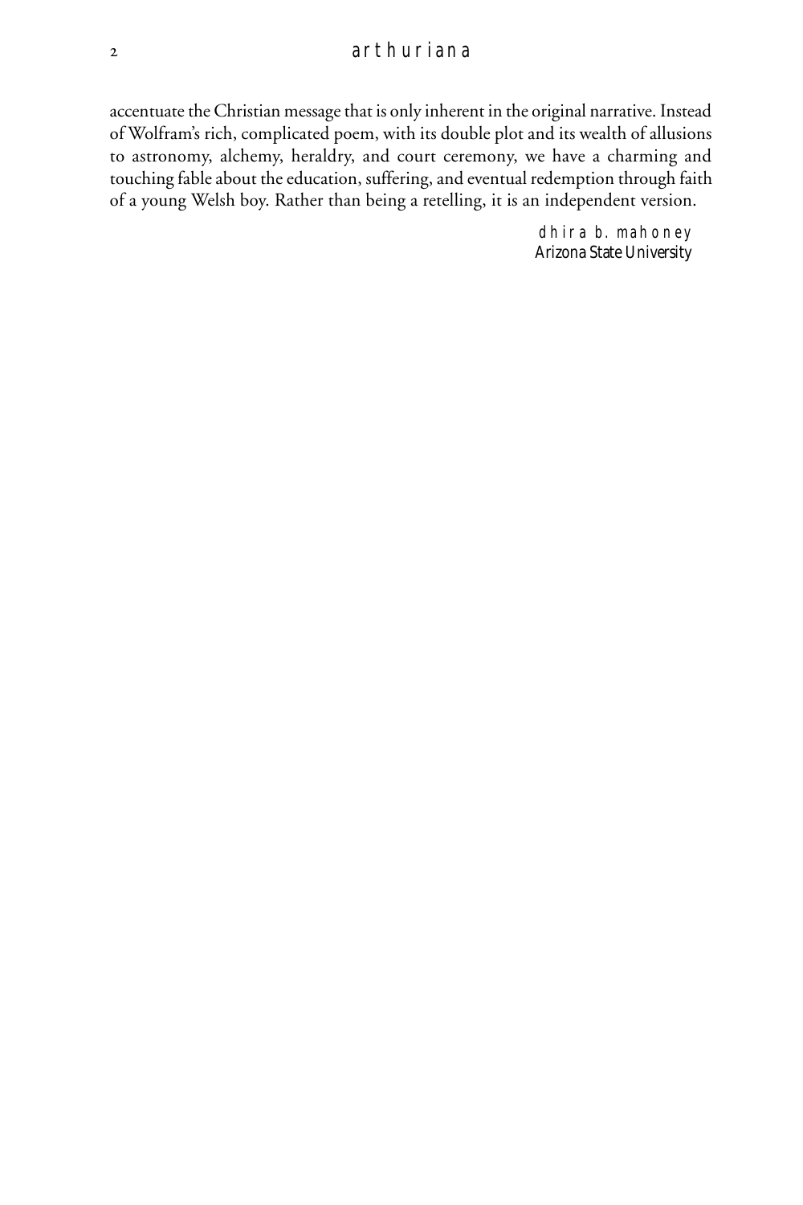accentuate the Christian message that is only inherent in the original narrative. Instead of Wolfram's rich, complicated poem, with its double plot and its wealth of allusions to astronomy, alchemy, heraldry, and court ceremony, we have a charming and touching fable about the education, suffering, and eventual redemption through faith of a young Welsh boy. Rather than being a retelling, it is an independent version.

dhira b. mahoney
Arizona State University